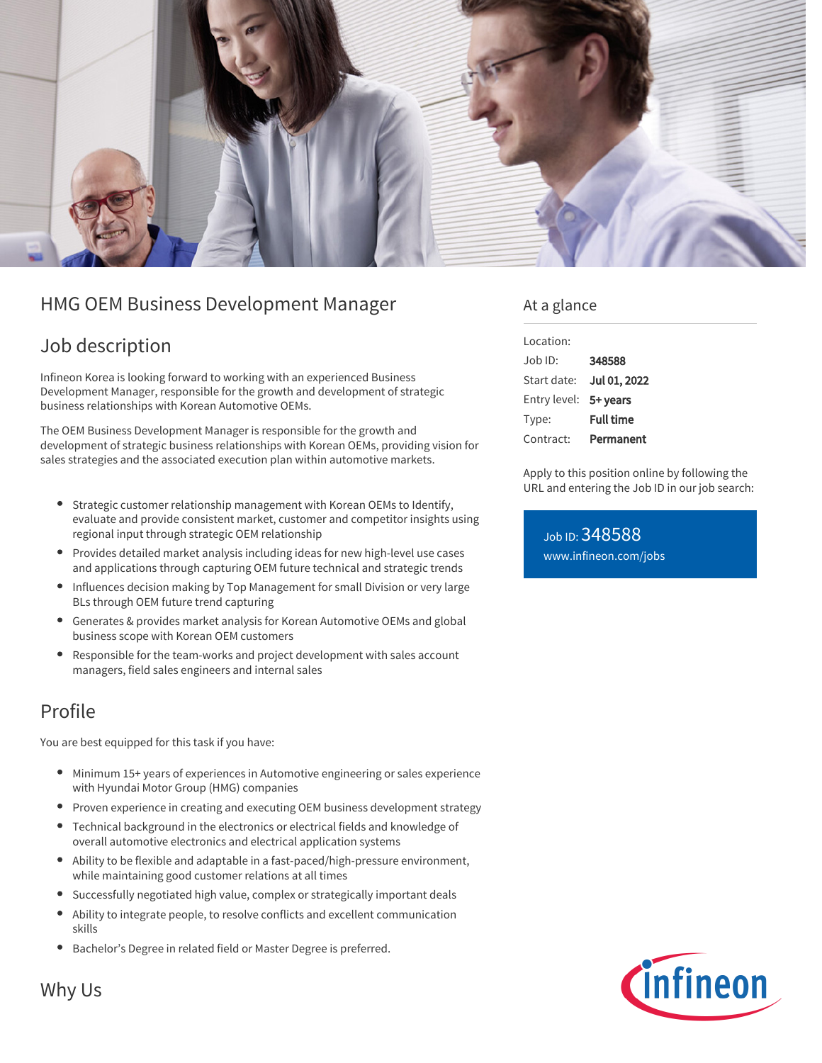# HMG OEM Business Development Manager

## Job description

Infineon Korea is looking forward to working with an experienced Business Development Manager, responsible for the growth and development of strategic business relationships with Korean Automotive OEMs.

The OEM Business Development Manager is responsible for the growth and development of strategic business relationships with Korean OEMs, providing vision for sales strategies and the associated execution plan within automotive markets.

- Strategic customer relationship management with Korean OEMs to Identify, evaluate and provide consistent market, customer and competitor insights using regional input through strategic OEM relationship
- Provides detailed market analysis including ideas for new high-level use cases and applications through capturing OEM future technical and strategic trends
- Influences decision making by Top Management for small Division or very large BLs through OEM future trend capturing
- Generates & provides market analysis for Korean Automotive OEMs and global business scope with Korean OEM customers
- Responsible for the team-works and project development with sales account managers, field sales engineers and internal sales

## Profile

You are best equipped for this task if you have:

- Minimum 15+ years of experiences in Automotive engineering or sales experience with Hyundai Motor Group (HMG) companies
- Proven experience in creating and executing OEM business development strategy
- Technical background in the electronics or electrical fields and knowledge of overall automotive electronics and electrical application systems
- Ability to be flexible and adaptable in a fast-paced/high-pressure environment, while maintaining good customer relations at all times
- Successfully negotiated high value, complex or strategically important deals
- Ability to integrate people, to resolve conflicts and excellent communication skills
- Bachelor's Degree in related field or Master Degree is preferred.

## Why Us

## At a glance

| | |
|---|---|
| Location: | |
| Job ID: | **348588** |
| Start date: | **Jul 01, 2022** |
| Entry level: | **5+ years** |
| Type: | **Full time** |
| Contract: | **Permanent** |

Apply to this position online by following the URL and entering the Job ID in our job search:

Job ID: 348588
www.infineon.com/jobs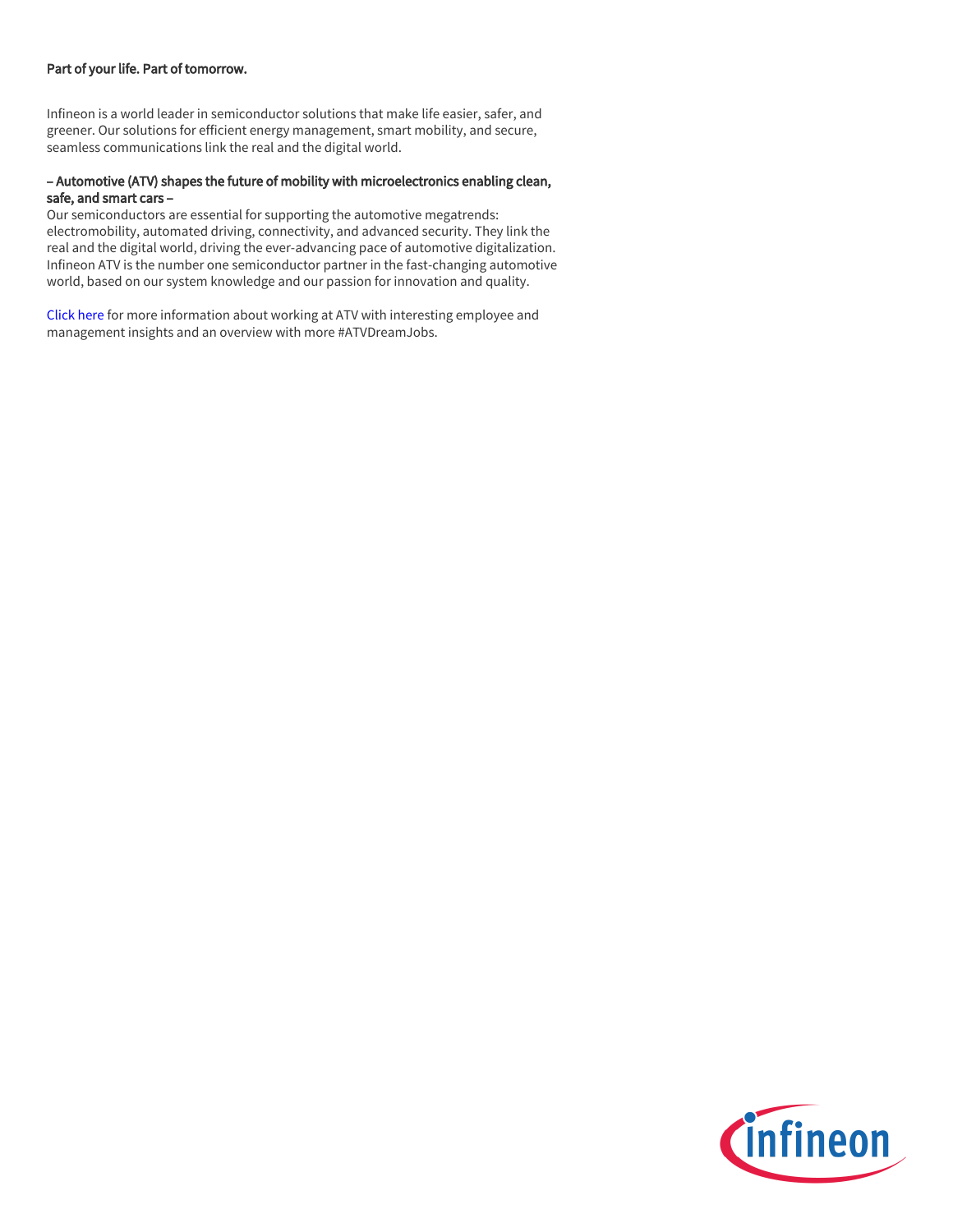**Part of your life. Part of tomorrow.**

Infineon is a world leader in semiconductor solutions that make life easier, safer, and greener. Our solutions for efficient energy management, smart mobility, and secure, seamless communications link the real and the digital world.

**– Automotive (ATV) shapes the future of mobility with microelectronics enabling clean, safe, and smart cars –**

Our semiconductors are essential for supporting the automotive megatrends: electromobility, automated driving, connectivity, and advanced security. They link the real and the digital world, driving the ever-advancing pace of automotive digitalization. Infineon ATV is the number one semiconductor partner in the fast-changing automotive world, based on our system knowledge and our passion for innovation and quality.

Click here for more information about working at ATV with interesting employee and management insights and an overview with more #ATVDreamJobs.